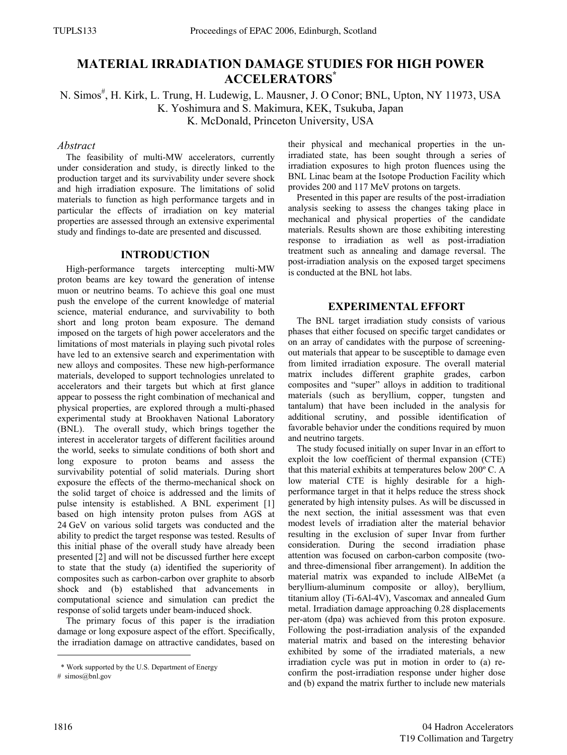# MATERIAL IRRADIATION DAMAGE STUDIES FOR HIGH POWER ACCELERATORS*

N. Simos#, H. Kirk, L. Trung, H. Ludewig, L. Mausner, J. O Conor; BNL, Upton, NY 11973, USA
K. Yoshimura and S. Makimura, KEK, Tsukuba, Japan
K. McDonald, Princeton University, USA

### *Abstract*

The feasibility of multi-MW accelerators, currently under consideration and study, is directly linked to the production target and its survivability under severe shock and high irradiation exposure. The limitations of solid materials to function as high performance targets and in particular the effects of irradiation on key material properties are assessed through an extensive experimental study and findings to-date are presented and discussed.

## INTRODUCTION

High-performance targets intercepting multi-MW proton beams are key toward the generation of intense muon or neutrino beams. To achieve this goal one must push the envelope of the current knowledge of material science, material endurance, and survivability to both short and long proton beam exposure. The demand imposed on the targets of high power accelerators and the limitations of most materials in playing such pivotal roles have led to an extensive search and experimentation with new alloys and composites. These new high-performance materials, developed to support technologies unrelated to accelerators and their targets but which at first glance appear to possess the right combination of mechanical and physical properties, are explored through a multi-phased experimental study at Brookhaven National Laboratory (BNL). The overall study, which brings together the interest in accelerator targets of different facilities around the world, seeks to simulate conditions of both short and long exposure to proton beams and assess the survivability potential of solid materials. During short exposure the effects of the thermo-mechanical shock on the solid target of choice is addressed and the limits of pulse intensity is established. A BNL experiment [1] based on high intensity proton pulses from AGS at 24 GeV on various solid targets was conducted and the ability to predict the target response was tested. Results of this initial phase of the overall study have already been presented [2] and will not be discussed further here except to state that the study (a) identified the superiority of composites such as carbon-carbon over graphite to absorb shock and (b) established that advancements in computational science and simulation can predict the response of solid targets under beam-induced shock.

The primary focus of this paper is the irradiation damage or long exposure aspect of the effort. Specifically, the irradiation damage on attractive candidates, based on their physical and mechanical properties in the un-irradiated state, has been sought through a series of irradiation exposures to high proton fluences using the BNL Linac beam at the Isotope Production Facility which provides 200 and 117 MeV protons on targets.

Presented in this paper are results of the post-irradiation analysis seeking to assess the changes taking place in mechanical and physical properties of the candidate materials. Results shown are those exhibiting interesting response to irradiation as well as post-irradiation treatment such as annealing and damage reversal. The post-irradiation analysis on the exposed target specimens is conducted at the BNL hot labs.

## EXPERIMENTAL EFFORT

The BNL target irradiation study consists of various phases that either focused on specific target candidates or on an array of candidates with the purpose of screening-out materials that appear to be susceptible to damage even from limited irradiation exposure. The overall material matrix includes different graphite grades, carbon composites and "super" alloys in addition to traditional materials (such as beryllium, copper, tungsten and tantalum) that have been included in the analysis for additional scrutiny, and possible identification of favorable behavior under the conditions required by muon and neutrino targets.

The study focused initially on super Invar in an effort to exploit the low coefficient of thermal expansion (CTE) that this material exhibits at temperatures below 200º C. A low material CTE is highly desirable for a high-performance target in that it helps reduce the stress shock generated by high intensity pulses. As will be discussed in the next section, the initial assessment was that even modest levels of irradiation alter the material behavior resulting in the exclusion of super Invar from further consideration. During the second irradiation phase attention was focused on carbon-carbon composite (two- and three-dimensional fiber arrangement). In addition the material matrix was expanded to include AlBeMet (a beryllium-aluminum composite or alloy), beryllium, titanium alloy (Ti-6Al-4V), Vascomax and annealed Gum metal. Irradiation damage approaching 0.28 displacements per-atom (dpa) was achieved from this proton exposure. Following the post-irradiation analysis of the expanded material matrix and based on the interesting behavior exhibited by some of the irradiated materials, a new irradiation cycle was put in motion in order to (a) re-confirm the post-irradiation response under higher dose and (b) expand the matrix further to include new materials

---

* Work supported by the U.S. Department of Energy

# simos@bnl.gov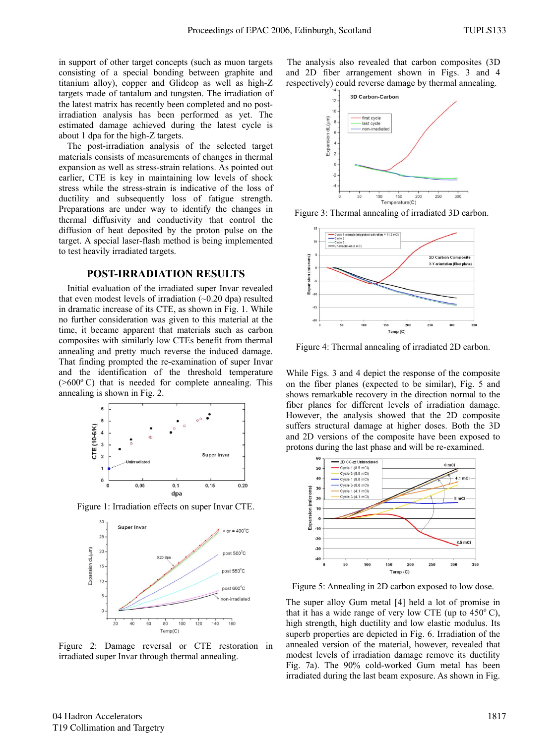in support of other target concepts (such as muon targets consisting of a special bonding between graphite and titanium alloy), copper and Glidcop as well as high-Z targets made of tantalum and tungsten. The irradiation of the latest matrix has recently been completed and no post-irradiation analysis has been performed as yet. The estimated damage achieved during the latest cycle is about 1 dpa for the high-Z targets.

The post-irradiation analysis of the selected target materials consists of measurements of changes in thermal expansion as well as stress-strain relations. As pointed out earlier, CTE is key in maintaining low levels of shock stress while the stress-strain is indicative of the loss of ductility and subsequently loss of fatigue strength. Preparations are under way to identify the changes in thermal diffusivity and conductivity that control the diffusion of heat deposited by the proton pulse on the target. A special laser-flash method is being implemented to test heavily irradiated targets.

## POST-IRRADIATION RESULTS

Initial evaluation of the irradiated super Invar revealed that even modest levels of irradiation (~0.20 dpa) resulted in dramatic increase of its CTE, as shown in Fig. 1. While no further consideration was given to this material at the time, it became apparent that materials such as carbon composites with similarly low CTEs benefit from thermal annealing and pretty much reverse the induced damage. That finding prompted the re-examination of super Invar and the identification of the threshold temperature (>600º C) that is needed for complete annealing. This annealing is shown in Fig. 2.

Figure 1: Irradiation effects on super Invar CTE.

Figure 2: Damage reversal or CTE restoration in irradiated super Invar through thermal annealing.

The analysis also revealed that carbon composites (3D and 2D fiber arrangement shown in Figs. 3 and 4 respectively) could reverse damage by thermal annealing.

Figure 3: Thermal annealing of irradiated 3D carbon.

Figure 4: Thermal annealing of irradiated 2D carbon.

While Figs. 3 and 4 depict the response of the composite on the fiber planes (expected to be similar), Fig. 5 and shows remarkable recovery in the direction normal to the fiber planes for different levels of irradiation damage. However, the analysis showed that the 2D composite suffers structural damage at higher doses. Both the 3D and 2D versions of the composite have been exposed to protons during the last phase and will be re-examined.

Figure 5: Annealing in 2D carbon exposed to low dose.

The super alloy Gum metal [4] held a lot of promise in that it has a wide range of very low CTE (up to 450º C), high strength, high ductility and low elastic modulus. Its superb properties are depicted in Fig. 6. Irradiation of the annealed version of the material, however, revealed that modest levels of irradiation damage remove its ductility Fig. 7a). The 90% cold-worked Gum metal has been irradiated during the last beam exposure. As shown in Fig.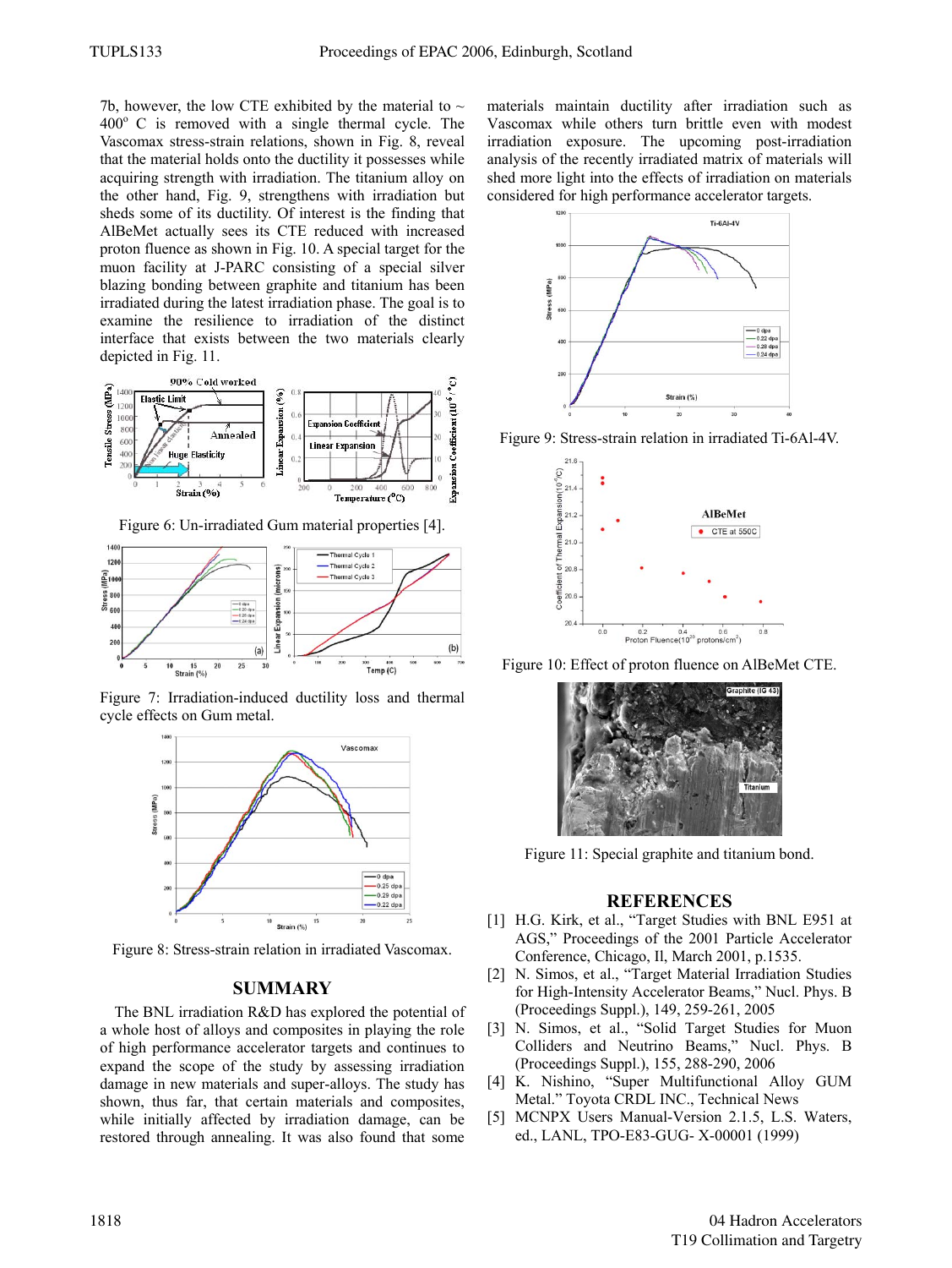7b, however, the low CTE exhibited by the material to ~ 400° C is removed with a single thermal cycle. The Vascomax stress-strain relations, shown in Fig. 8, reveal that the material holds onto the ductility it possesses while acquiring strength with irradiation. The titanium alloy on the other hand, Fig. 9, strengthens with irradiation but sheds some of its ductility. Of interest is the finding that AlBeMet actually sees its CTE reduced with increased proton fluence as shown in Fig. 10. A special target for the muon facility at J-PARC consisting of a special silver blazing bonding between graphite and titanium has been irradiated during the latest irradiation phase. The goal is to examine the resilience to irradiation of the distinct interface that exists between the two materials clearly depicted in Fig. 11.

Figure 6: Un-irradiated Gum material properties [4].

Figure 7: Irradiation-induced ductility loss and thermal cycle effects on Gum metal.

Figure 8: Stress-strain relation in irradiated Vascomax.

## SUMMARY

The BNL irradiation R&D has explored the potential of a whole host of alloys and composites in playing the role of high performance accelerator targets and continues to expand the scope of the study by assessing irradiation damage in new materials and super-alloys. The study has shown, thus far, that certain materials and composites, while initially affected by irradiation damage, can be restored through annealing. It was also found that some materials maintain ductility after irradiation such as Vascomax while others turn brittle even with modest irradiation exposure. The upcoming post-irradiation analysis of the recently irradiated matrix of materials will shed more light into the effects of irradiation on materials considered for high performance accelerator targets.

Figure 9: Stress-strain relation in irradiated Ti-6Al-4V.

Figure 10: Effect of proton fluence on AlBeMet CTE.

Figure 11: Special graphite and titanium bond.

## REFERENCES

[1] H.G. Kirk, et al., "Target Studies with BNL E951 at AGS," Proceedings of the 2001 Particle Accelerator Conference, Chicago, Il, March 2001, p.1535.

[2] N. Simos, et al., "Target Material Irradiation Studies for High-Intensity Accelerator Beams," Nucl. Phys. B (Proceedings Suppl.), 149, 259-261, 2005

[3] N. Simos, et al., "Solid Target Studies for Muon Colliders and Neutrino Beams," Nucl. Phys. B (Proceedings Suppl.), 155, 288-290, 2006

[4] K. Nishino, "Super Multifunctional Alloy GUM Metal." Toyota CRDL INC., Technical News

[5] MCNPX Users Manual-Version 2.1.5, L.S. Waters, ed., LANL, TPO-E83-GUG- X-00001 (1999)